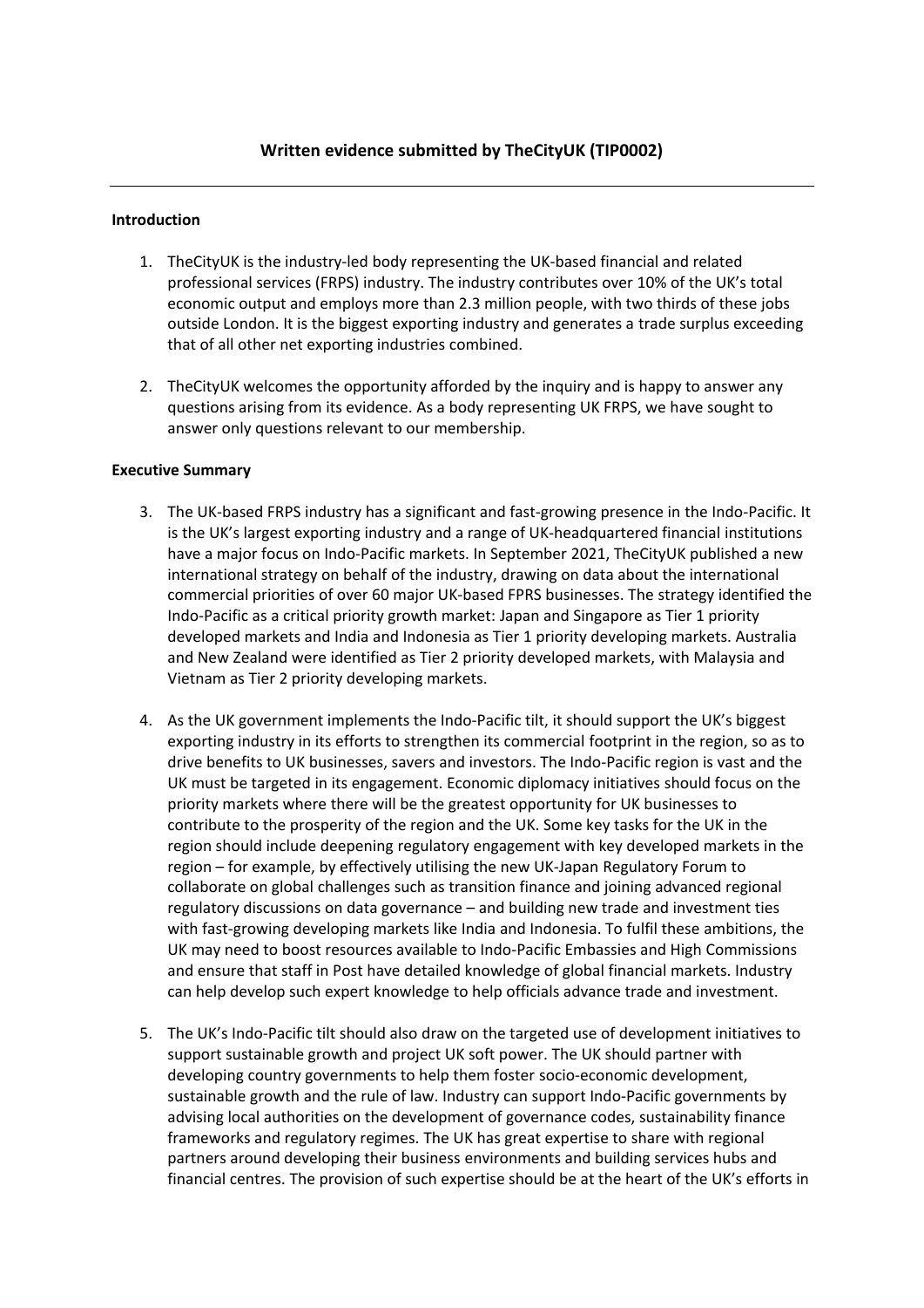## Written evidence submitted by TheCityUK (TIP0002)

---

**Introduction**

1. TheCityUK is the industry-led body representing the UK-based financial and related professional services (FRPS) industry. The industry contributes over 10% of the UK's total economic output and employs more than 2.3 million people, with two thirds of these jobs outside London. It is the biggest exporting industry and generates a trade surplus exceeding that of all other net exporting industries combined.

2. TheCityUK welcomes the opportunity afforded by the inquiry and is happy to answer any questions arising from its evidence. As a body representing UK FRPS, we have sought to answer only questions relevant to our membership.

**Executive Summary**

3. The UK-based FRPS industry has a significant and fast-growing presence in the Indo-Pacific. It is the UK's largest exporting industry and a range of UK-headquartered financial institutions have a major focus on Indo-Pacific markets. In September 2021, TheCityUK published a new international strategy on behalf of the industry, drawing on data about the international commercial priorities of over 60 major UK-based FPRS businesses. The strategy identified the Indo-Pacific as a critical priority growth market: Japan and Singapore as Tier 1 priority developed markets and India and Indonesia as Tier 1 priority developing markets. Australia and New Zealand were identified as Tier 2 priority developed markets, with Malaysia and Vietnam as Tier 2 priority developing markets.

4. As the UK government implements the Indo-Pacific tilt, it should support the UK's biggest exporting industry in its efforts to strengthen its commercial footprint in the region, so as to drive benefits to UK businesses, savers and investors. The Indo-Pacific region is vast and the UK must be targeted in its engagement. Economic diplomacy initiatives should focus on the priority markets where there will be the greatest opportunity for UK businesses to contribute to the prosperity of the region and the UK. Some key tasks for the UK in the region should include deepening regulatory engagement with key developed markets in the region – for example, by effectively utilising the new UK-Japan Regulatory Forum to collaborate on global challenges such as transition finance and joining advanced regional regulatory discussions on data governance – and building new trade and investment ties with fast-growing developing markets like India and Indonesia. To fulfil these ambitions, the UK may need to boost resources available to Indo-Pacific Embassies and High Commissions and ensure that staff in Post have detailed knowledge of global financial markets. Industry can help develop such expert knowledge to help officials advance trade and investment.

5. The UK's Indo-Pacific tilt should also draw on the targeted use of development initiatives to support sustainable growth and project UK soft power. The UK should partner with developing country governments to help them foster socio-economic development, sustainable growth and the rule of law. Industry can support Indo-Pacific governments by advising local authorities on the development of governance codes, sustainability finance frameworks and regulatory regimes. The UK has great expertise to share with regional partners around developing their business environments and building services hubs and financial centres. The provision of such expertise should be at the heart of the UK's efforts in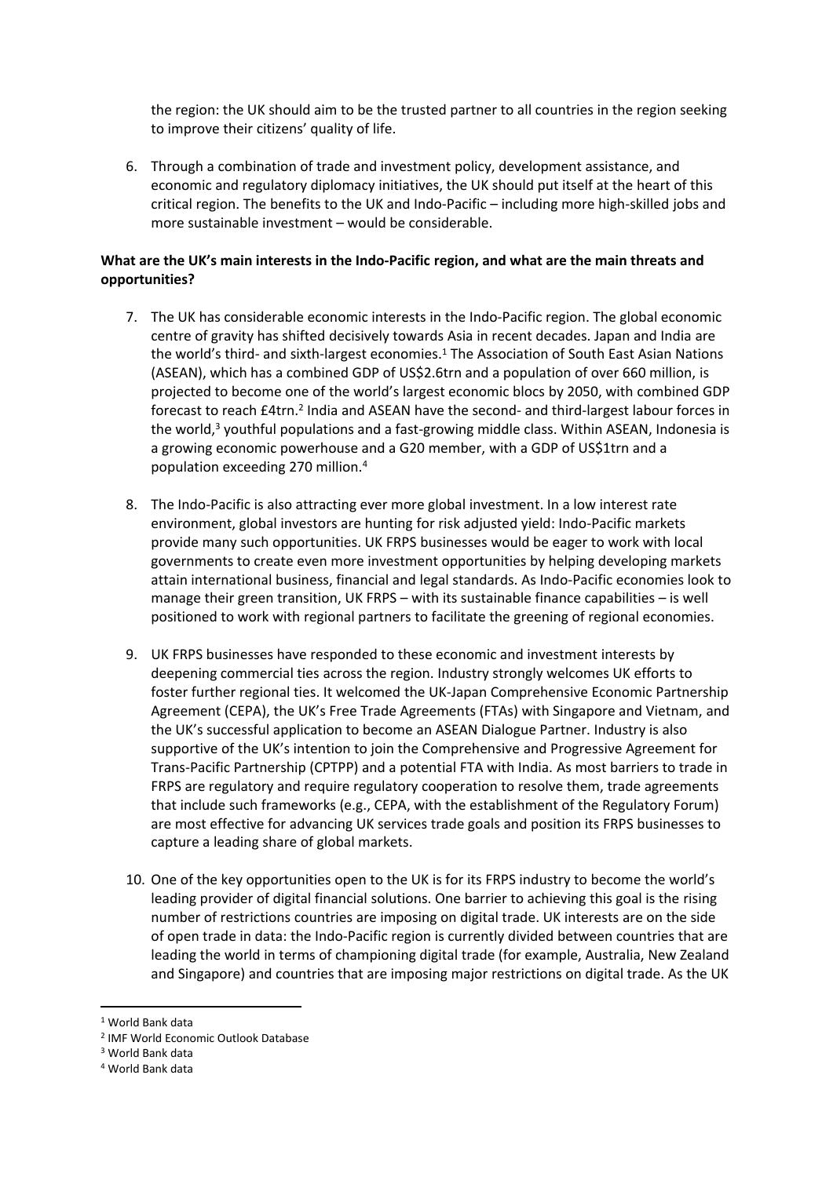the region: the UK should aim to be the trusted partner to all countries in the region seeking to improve their citizens' quality of life.

6. Through a combination of trade and investment policy, development assistance, and economic and regulatory diplomacy initiatives, the UK should put itself at the heart of this critical region. The benefits to the UK and Indo-Pacific – including more high-skilled jobs and more sustainable investment – would be considerable.

**What are the UK's main interests in the Indo-Pacific region, and what are the main threats and opportunities?**

7. The UK has considerable economic interests in the Indo-Pacific region. The global economic centre of gravity has shifted decisively towards Asia in recent decades. Japan and India are the world's third- and sixth-largest economies.[1] The Association of South East Asian Nations (ASEAN), which has a combined GDP of US$2.6trn and a population of over 660 million, is projected to become one of the world's largest economic blocs by 2050, with combined GDP forecast to reach £4trn.[2] India and ASEAN have the second- and third-largest labour forces in the world,[3] youthful populations and a fast-growing middle class. Within ASEAN, Indonesia is a growing economic powerhouse and a G20 member, with a GDP of US$1trn and a population exceeding 270 million.[4]

8. The Indo-Pacific is also attracting ever more global investment. In a low interest rate environment, global investors are hunting for risk adjusted yield: Indo-Pacific markets provide many such opportunities. UK FRPS businesses would be eager to work with local governments to create even more investment opportunities by helping developing markets attain international business, financial and legal standards. As Indo-Pacific economies look to manage their green transition, UK FRPS – with its sustainable finance capabilities – is well positioned to work with regional partners to facilitate the greening of regional economies.

9. UK FRPS businesses have responded to these economic and investment interests by deepening commercial ties across the region. Industry strongly welcomes UK efforts to foster further regional ties. It welcomed the UK-Japan Comprehensive Economic Partnership Agreement (CEPA), the UK's Free Trade Agreements (FTAs) with Singapore and Vietnam, and the UK's successful application to become an ASEAN Dialogue Partner. Industry is also supportive of the UK's intention to join the Comprehensive and Progressive Agreement for Trans-Pacific Partnership (CPTPP) and a potential FTA with India. As most barriers to trade in FRPS are regulatory and require regulatory cooperation to resolve them, trade agreements that include such frameworks (e.g., CEPA, with the establishment of the Regulatory Forum) are most effective for advancing UK services trade goals and position its FRPS businesses to capture a leading share of global markets.

10. One of the key opportunities open to the UK is for its FRPS industry to become the world's leading provider of digital financial solutions. One barrier to achieving this goal is the rising number of restrictions countries are imposing on digital trade. UK interests are on the side of open trade in data: the Indo-Pacific region is currently divided between countries that are leading the world in terms of championing digital trade (for example, Australia, New Zealand and Singapore) and countries that are imposing major restrictions on digital trade. As the UK

[1] World Bank data

[2] IMF World Economic Outlook Database

[3] World Bank data

[4] World Bank data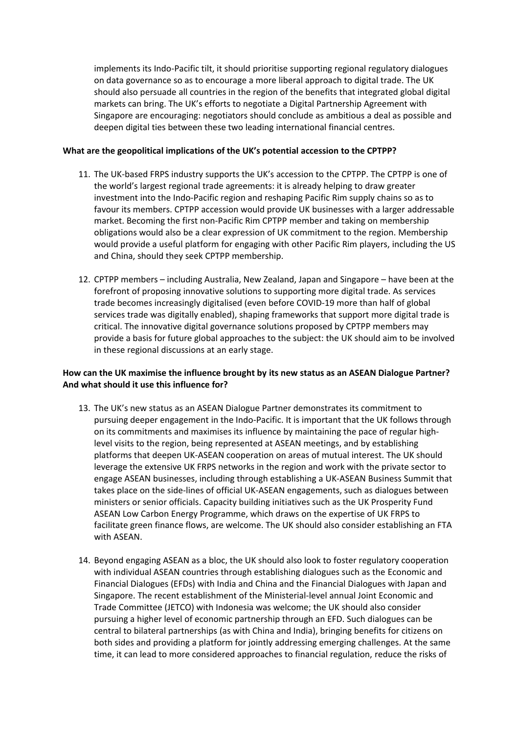implements its Indo-Pacific tilt, it should prioritise supporting regional regulatory dialogues on data governance so as to encourage a more liberal approach to digital trade. The UK should also persuade all countries in the region of the benefits that integrated global digital markets can bring. The UK's efforts to negotiate a Digital Partnership Agreement with Singapore are encouraging: negotiators should conclude as ambitious a deal as possible and deepen digital ties between these two leading international financial centres.

**What are the geopolitical implications of the UK's potential accession to the CPTPP?**

11. The UK-based FRPS industry supports the UK's accession to the CPTPP. The CPTPP is one of the world's largest regional trade agreements: it is already helping to draw greater investment into the Indo-Pacific region and reshaping Pacific Rim supply chains so as to favour its members. CPTPP accession would provide UK businesses with a larger addressable market. Becoming the first non-Pacific Rim CPTPP member and taking on membership obligations would also be a clear expression of UK commitment to the region. Membership would provide a useful platform for engaging with other Pacific Rim players, including the US and China, should they seek CPTPP membership.

12. CPTPP members – including Australia, New Zealand, Japan and Singapore – have been at the forefront of proposing innovative solutions to supporting more digital trade. As services trade becomes increasingly digitalised (even before COVID-19 more than half of global services trade was digitally enabled), shaping frameworks that support more digital trade is critical. The innovative digital governance solutions proposed by CPTPP members may provide a basis for future global approaches to the subject: the UK should aim to be involved in these regional discussions at an early stage.

**How can the UK maximise the influence brought by its new status as an ASEAN Dialogue Partner? And what should it use this influence for?**

13. The UK's new status as an ASEAN Dialogue Partner demonstrates its commitment to pursuing deeper engagement in the Indo-Pacific. It is important that the UK follows through on its commitments and maximises its influence by maintaining the pace of regular high-level visits to the region, being represented at ASEAN meetings, and by establishing platforms that deepen UK-ASEAN cooperation on areas of mutual interest. The UK should leverage the extensive UK FRPS networks in the region and work with the private sector to engage ASEAN businesses, including through establishing a UK-ASEAN Business Summit that takes place on the side-lines of official UK-ASEAN engagements, such as dialogues between ministers or senior officials. Capacity building initiatives such as the UK Prosperity Fund ASEAN Low Carbon Energy Programme, which draws on the expertise of UK FRPS to facilitate green finance flows, are welcome. The UK should also consider establishing an FTA with ASEAN.

14. Beyond engaging ASEAN as a bloc, the UK should also look to foster regulatory cooperation with individual ASEAN countries through establishing dialogues such as the Economic and Financial Dialogues (EFDs) with India and China and the Financial Dialogues with Japan and Singapore. The recent establishment of the Ministerial-level annual Joint Economic and Trade Committee (JETCO) with Indonesia was welcome; the UK should also consider pursuing a higher level of economic partnership through an EFD. Such dialogues can be central to bilateral partnerships (as with China and India), bringing benefits for citizens on both sides and providing a platform for jointly addressing emerging challenges. At the same time, it can lead to more considered approaches to financial regulation, reduce the risks of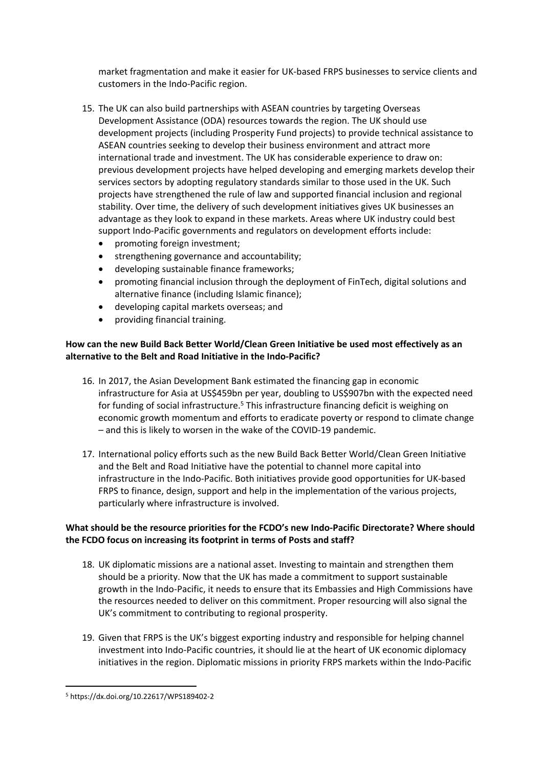market fragmentation and make it easier for UK-based FRPS businesses to service clients and customers in the Indo-Pacific region.

15. The UK can also build partnerships with ASEAN countries by targeting Overseas Development Assistance (ODA) resources towards the region. The UK should use development projects (including Prosperity Fund projects) to provide technical assistance to ASEAN countries seeking to develop their business environment and attract more international trade and investment. The UK has considerable experience to draw on: previous development projects have helped developing and emerging markets develop their services sectors by adopting regulatory standards similar to those used in the UK. Such projects have strengthened the rule of law and supported financial inclusion and regional stability. Over time, the delivery of such development initiatives gives UK businesses an advantage as they look to expand in these markets. Areas where UK industry could best support Indo-Pacific governments and regulators on development efforts include:
    - promoting foreign investment;
    - strengthening governance and accountability;
    - developing sustainable finance frameworks;
    - promoting financial inclusion through the deployment of FinTech, digital solutions and alternative finance (including Islamic finance);
    - developing capital markets overseas; and
    - providing financial training.

**How can the new Build Back Better World/Clean Green Initiative be used most effectively as an alternative to the Belt and Road Initiative in the Indo-Pacific?**

16. In 2017, the Asian Development Bank estimated the financing gap in economic infrastructure for Asia at US$459bn per year, doubling to US$907bn with the expected need for funding of social infrastructure.[5] This infrastructure financing deficit is weighing on economic growth momentum and efforts to eradicate poverty or respond to climate change – and this is likely to worsen in the wake of the COVID-19 pandemic.

17. International policy efforts such as the new Build Back Better World/Clean Green Initiative and the Belt and Road Initiative have the potential to channel more capital into infrastructure in the Indo-Pacific. Both initiatives provide good opportunities for UK-based FRPS to finance, design, support and help in the implementation of the various projects, particularly where infrastructure is involved.

**What should be the resource priorities for the FCDO's new Indo-Pacific Directorate? Where should the FCDO focus on increasing its footprint in terms of Posts and staff?**

18. UK diplomatic missions are a national asset. Investing to maintain and strengthen them should be a priority. Now that the UK has made a commitment to support sustainable growth in the Indo-Pacific, it needs to ensure that its Embassies and High Commissions have the resources needed to deliver on this commitment. Proper resourcing will also signal the UK's commitment to contributing to regional prosperity.

19. Given that FRPS is the UK's biggest exporting industry and responsible for helping channel investment into Indo-Pacific countries, it should lie at the heart of UK economic diplomacy initiatives in the region. Diplomatic missions in priority FRPS markets within the Indo-Pacific

[5] https://dx.doi.org/10.22617/WPS189402-2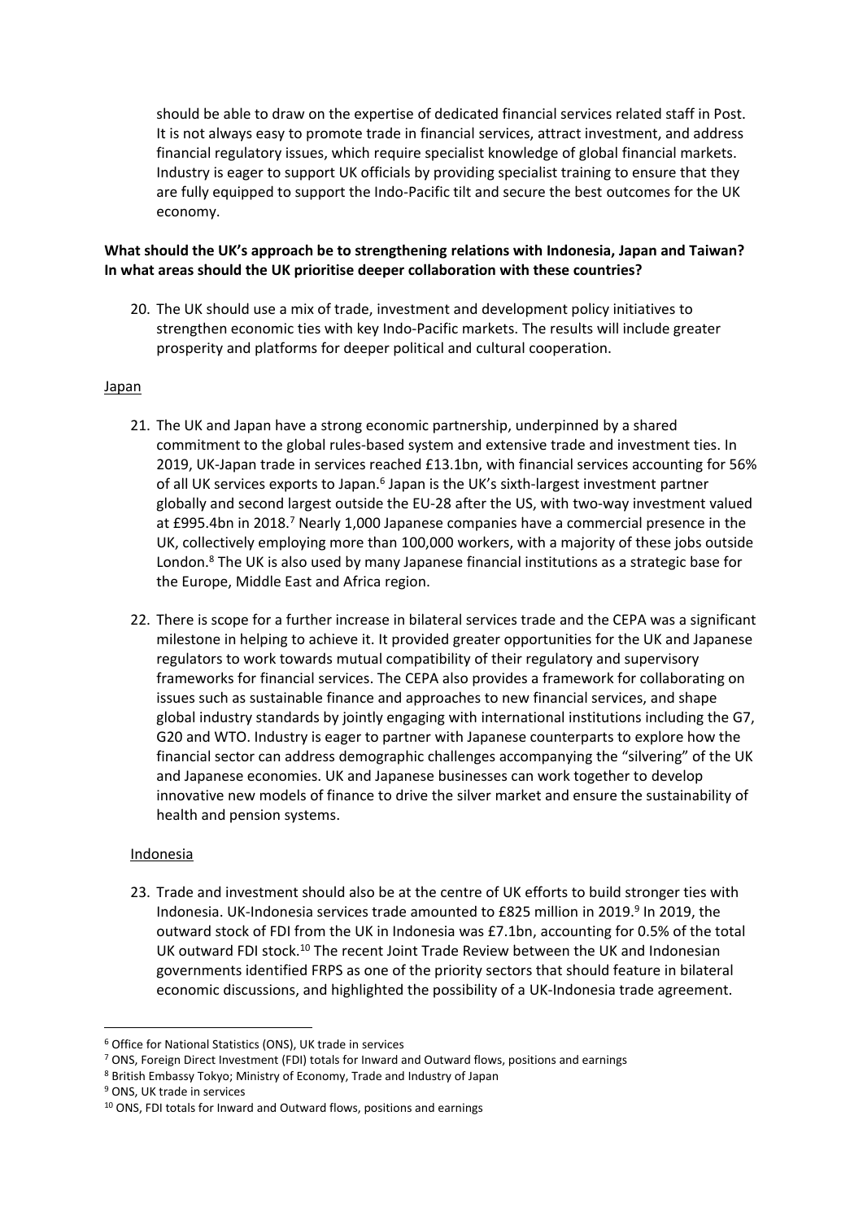should be able to draw on the expertise of dedicated financial services related staff in Post. It is not always easy to promote trade in financial services, attract investment, and address financial regulatory issues, which require specialist knowledge of global financial markets. Industry is eager to support UK officials by providing specialist training to ensure that they are fully equipped to support the Indo-Pacific tilt and secure the best outcomes for the UK economy.

**What should the UK's approach be to strengthening relations with Indonesia, Japan and Taiwan? In what areas should the UK prioritise deeper collaboration with these countries?**

20. The UK should use a mix of trade, investment and development policy initiatives to strengthen economic ties with key Indo-Pacific markets. The results will include greater prosperity and platforms for deeper political and cultural cooperation.

<u>Japan</u>

21. The UK and Japan have a strong economic partnership, underpinned by a shared commitment to the global rules-based system and extensive trade and investment ties. In 2019, UK-Japan trade in services reached £13.1bn, with financial services accounting for 56% of all UK services exports to Japan.[6] Japan is the UK's sixth-largest investment partner globally and second largest outside the EU-28 after the US, with two-way investment valued at £995.4bn in 2018.[7] Nearly 1,000 Japanese companies have a commercial presence in the UK, collectively employing more than 100,000 workers, with a majority of these jobs outside London.[8] The UK is also used by many Japanese financial institutions as a strategic base for the Europe, Middle East and Africa region.

22. There is scope for a further increase in bilateral services trade and the CEPA was a significant milestone in helping to achieve it. It provided greater opportunities for the UK and Japanese regulators to work towards mutual compatibility of their regulatory and supervisory frameworks for financial services. The CEPA also provides a framework for collaborating on issues such as sustainable finance and approaches to new financial services, and shape global industry standards by jointly engaging with international institutions including the G7, G20 and WTO. Industry is eager to partner with Japanese counterparts to explore how the financial sector can address demographic challenges accompanying the "silvering" of the UK and Japanese economies. UK and Japanese businesses can work together to develop innovative new models of finance to drive the silver market and ensure the sustainability of health and pension systems.

<u>Indonesia</u>

23. Trade and investment should also be at the centre of UK efforts to build stronger ties with Indonesia. UK-Indonesia services trade amounted to £825 million in 2019.[9] In 2019, the outward stock of FDI from the UK in Indonesia was £7.1bn, accounting for 0.5% of the total UK outward FDI stock.[10] The recent Joint Trade Review between the UK and Indonesian governments identified FRPS as one of the priority sectors that should feature in bilateral economic discussions, and highlighted the possibility of a UK-Indonesia trade agreement.

---

[6] Office for National Statistics (ONS), UK trade in services

[7] ONS, Foreign Direct Investment (FDI) totals for Inward and Outward flows, positions and earnings

[8] British Embassy Tokyo; Ministry of Economy, Trade and Industry of Japan

[9] ONS, UK trade in services

[10] ONS, FDI totals for Inward and Outward flows, positions and earnings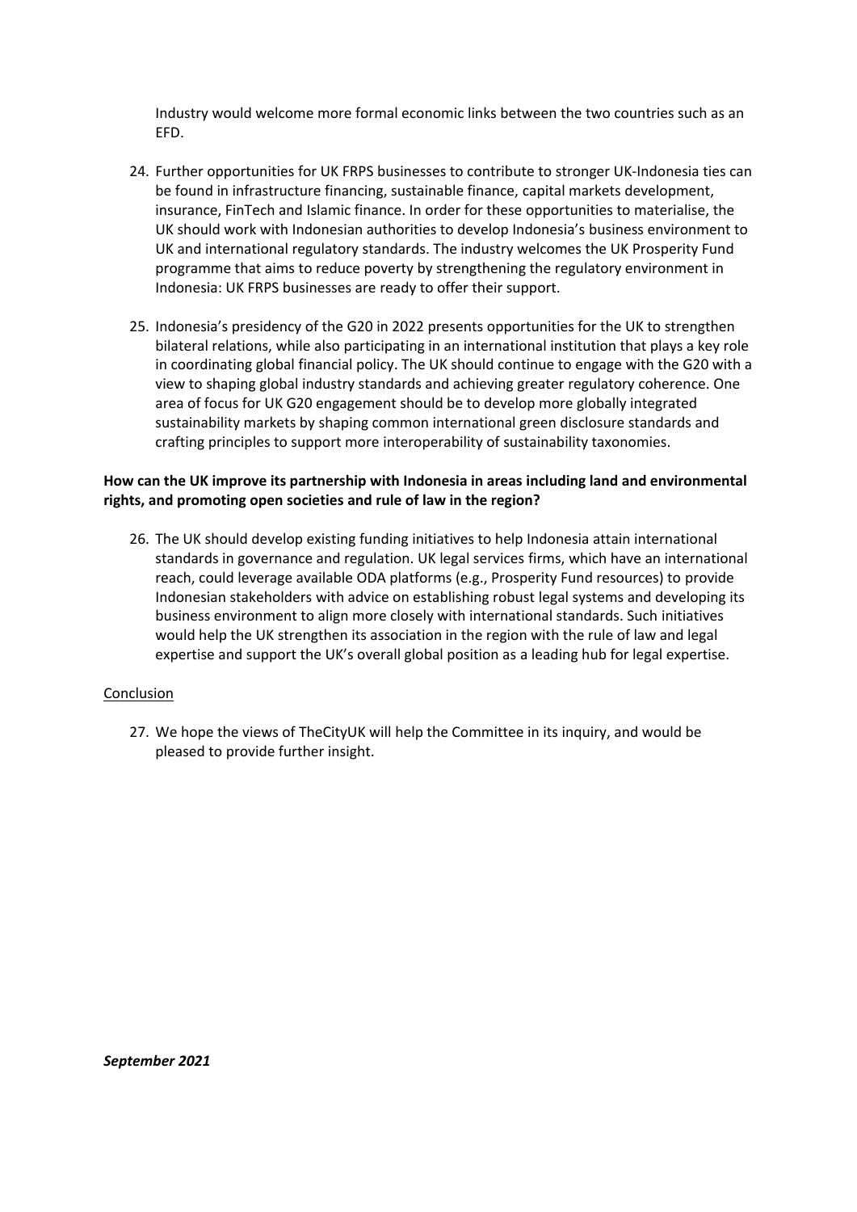Industry would welcome more formal economic links between the two countries such as an EFD.

24. Further opportunities for UK FRPS businesses to contribute to stronger UK-Indonesia ties can be found in infrastructure financing, sustainable finance, capital markets development, insurance, FinTech and Islamic finance. In order for these opportunities to materialise, the UK should work with Indonesian authorities to develop Indonesia's business environment to UK and international regulatory standards. The industry welcomes the UK Prosperity Fund programme that aims to reduce poverty by strengthening the regulatory environment in Indonesia: UK FRPS businesses are ready to offer their support.

25. Indonesia's presidency of the G20 in 2022 presents opportunities for the UK to strengthen bilateral relations, while also participating in an international institution that plays a key role in coordinating global financial policy. The UK should continue to engage with the G20 with a view to shaping global industry standards and achieving greater regulatory coherence. One area of focus for UK G20 engagement should be to develop more globally integrated sustainability markets by shaping common international green disclosure standards and crafting principles to support more interoperability of sustainability taxonomies.

**How can the UK improve its partnership with Indonesia in areas including land and environmental rights, and promoting open societies and rule of law in the region?**

26. The UK should develop existing funding initiatives to help Indonesia attain international standards in governance and regulation. UK legal services firms, which have an international reach, could leverage available ODA platforms (e.g., Prosperity Fund resources) to provide Indonesian stakeholders with advice on establishing robust legal systems and developing its business environment to align more closely with international standards. Such initiatives would help the UK strengthen its association in the region with the rule of law and legal expertise and support the UK's overall global position as a leading hub for legal expertise.

Conclusion

27. We hope the views of TheCityUK will help the Committee in its inquiry, and would be pleased to provide further insight.

***September 2021***